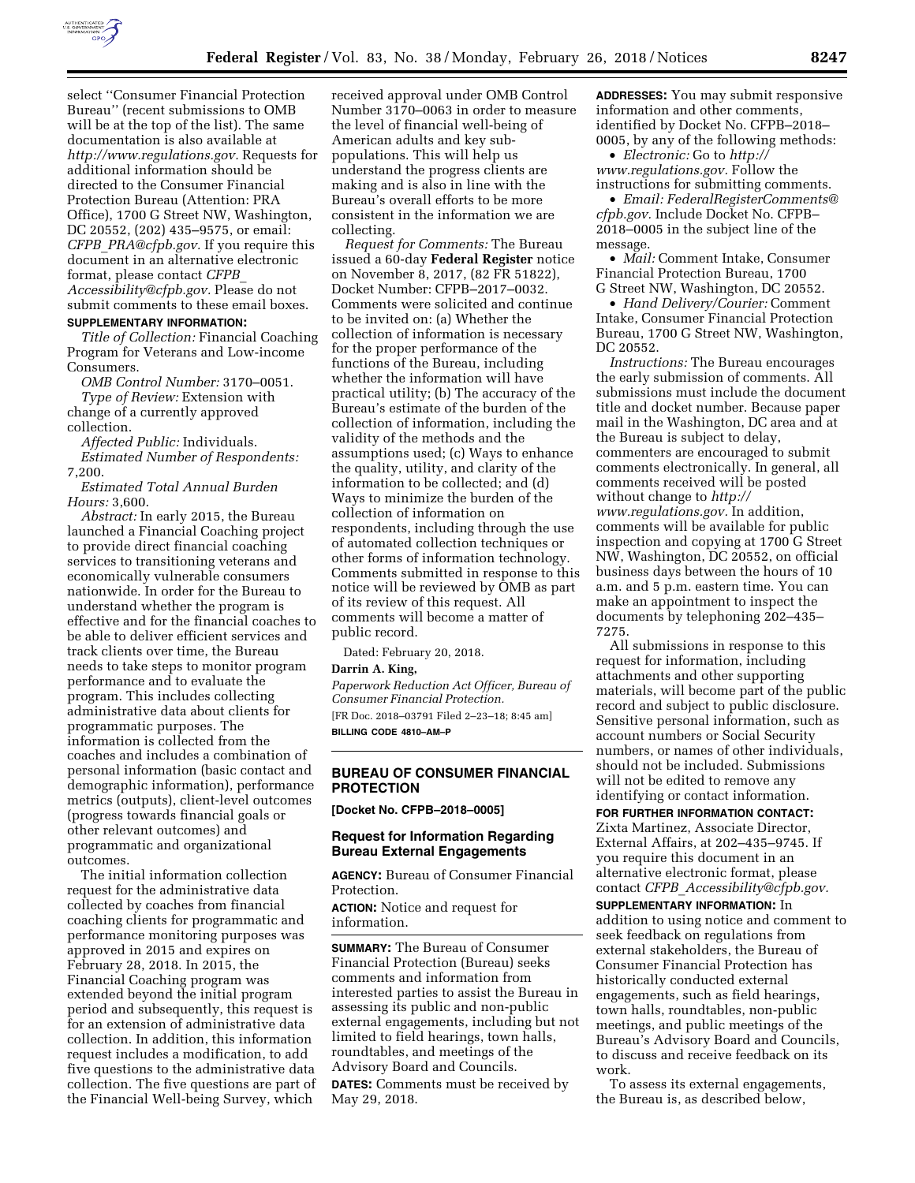select ''Consumer Financial Protection Bureau'' (recent submissions to OMB will be at the top of the list). The same documentation is also available at *http://www.regulations.gov.* Requests for additional information should be directed to the Consumer Financial Protection Bureau (Attention: PRA Office), 1700 G Street NW, Washington, DC 20552, (202) 435–9575, or email: *CFPB_PRA@cfpb.gov.* If you require this document in an alternative electronic format, please contact *CFPB_Accessibility@cfpb.gov.* Please do not submit comments to these email boxes.

**SUPPLEMENTARY INFORMATION:**

*Title of Collection:* Financial Coaching Program for Veterans and Low-income Consumers.

*OMB Control Number:* 3170–0051.

*Type of Review:* Extension with change of a currently approved collection.

*Affected Public:* Individuals.

*Estimated Number of Respondents:* 7,200.

*Estimated Total Annual Burden Hours:* 3,600.

*Abstract:* In early 2015, the Bureau launched a Financial Coaching project to provide direct financial coaching services to transitioning veterans and economically vulnerable consumers nationwide. In order for the Bureau to understand whether the program is effective and for the financial coaches to be able to deliver efficient services and track clients over time, the Bureau needs to take steps to monitor program performance and to evaluate the program. This includes collecting administrative data about clients for programmatic purposes. The information is collected from the coaches and includes a combination of personal information (basic contact and demographic information), performance metrics (outputs), client-level outcomes (progress towards financial goals or other relevant outcomes) and programmatic and organizational outcomes.

The initial information collection request for the administrative data collected by coaches from financial coaching clients for programmatic and performance monitoring purposes was approved in 2015 and expires on February 28, 2018. In 2015, the Financial Coaching program was extended beyond the initial program period and subsequently, this request is for an extension of administrative data collection. In addition, this information request includes a modification, to add five questions to the administrative data collection. The five questions are part of the Financial Well-being Survey, which received approval under OMB Control Number 3170–0063 in order to measure the level of financial well-being of American adults and key sub-populations. This will help us understand the progress clients are making and is also in line with the Bureau's overall efforts to be more consistent in the information we are collecting.

*Request for Comments:* The Bureau issued a 60-day **Federal Register** notice on November 8, 2017, (82 FR 51822), Docket Number: CFPB–2017–0032. Comments were solicited and continue to be invited on: (a) Whether the collection of information is necessary for the proper performance of the functions of the Bureau, including whether the information will have practical utility; (b) The accuracy of the Bureau's estimate of the burden of the collection of information, including the validity of the methods and the assumptions used; (c) Ways to enhance the quality, utility, and clarity of the information to be collected; and (d) Ways to minimize the burden of the collection of information on respondents, including through the use of automated collection techniques or other forms of information technology. Comments submitted in response to this notice will be reviewed by OMB as part of its review of this request. All comments will become a matter of public record.

Dated: February 20, 2018.

**Darrin A. King,**

*Paperwork Reduction Act Officer, Bureau of Consumer Financial Protection.*

[FR Doc. 2018–03791 Filed 2–23–18; 8:45 am]

**BILLING CODE 4810–AM–P**

## BUREAU OF CONSUMER FINANCIAL PROTECTION

**[Docket No. CFPB–2018–0005]**

### Request for Information Regarding Bureau External Engagements

**AGENCY:** Bureau of Consumer Financial Protection.

**ACTION:** Notice and request for information.

**SUMMARY:** The Bureau of Consumer Financial Protection (Bureau) seeks comments and information from interested parties to assist the Bureau in assessing its public and non-public external engagements, including but not limited to field hearings, town halls, roundtables, and meetings of the Advisory Board and Councils.

**DATES:** Comments must be received by May 29, 2018.

**ADDRESSES:** You may submit responsive information and other comments, identified by Docket No. CFPB–2018–0005, by any of the following methods:

- *Electronic:* Go to *http://www.regulations.gov.* Follow the instructions for submitting comments.
- *Email: FederalRegisterComments@cfpb.gov.* Include Docket No. CFPB–2018–0005 in the subject line of the message.
- *Mail:* Comment Intake, Consumer Financial Protection Bureau, 1700 G Street NW, Washington, DC 20552.
- *Hand Delivery/Courier:* Comment Intake, Consumer Financial Protection Bureau, 1700 G Street NW, Washington, DC 20552.

*Instructions:* The Bureau encourages the early submission of comments. All submissions must include the document title and docket number. Because paper mail in the Washington, DC area and at the Bureau is subject to delay, commenters are encouraged to submit comments electronically. In general, all comments received will be posted without change to *http://www.regulations.gov.* In addition, comments will be available for public inspection and copying at 1700 G Street NW, Washington, DC 20552, on official business days between the hours of 10 a.m. and 5 p.m. eastern time. You can make an appointment to inspect the documents by telephoning 202–435–7275.

All submissions in response to this request for information, including attachments and other supporting materials, will become part of the public record and subject to public disclosure. Sensitive personal information, such as account numbers or Social Security numbers, or names of other individuals, should not be included. Submissions will not be edited to remove any identifying or contact information.

**FOR FURTHER INFORMATION CONTACT:** Zixta Martinez, Associate Director, External Affairs, at 202–435–9745. If you require this document in an alternative electronic format, please contact *CFPB_Accessibility@cfpb.gov.*

**SUPPLEMENTARY INFORMATION:** In addition to using notice and comment to seek feedback on regulations from external stakeholders, the Bureau of Consumer Financial Protection has historically conducted external engagements, such as field hearings, town halls, roundtables, non-public meetings, and public meetings of the Bureau's Advisory Board and Councils, to discuss and receive feedback on its work.

To assess its external engagements, the Bureau is, as described below,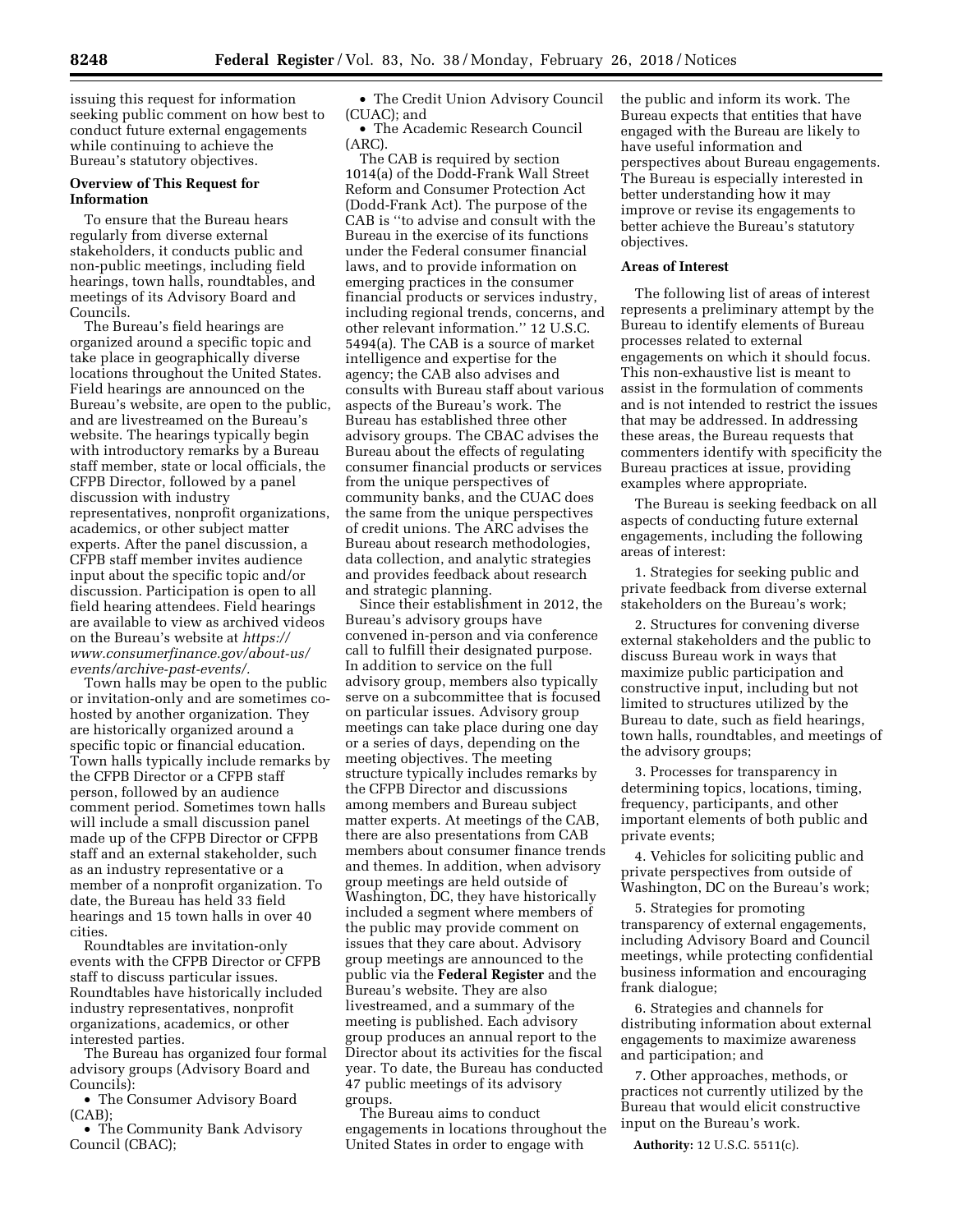issuing this request for information seeking public comment on how best to conduct future external engagements while continuing to achieve the Bureau's statutory objectives.

**Overview of This Request for Information**

To ensure that the Bureau hears regularly from diverse external stakeholders, it conducts public and non-public meetings, including field hearings, town halls, roundtables, and meetings of its Advisory Board and Councils.

The Bureau's field hearings are organized around a specific topic and take place in geographically diverse locations throughout the United States. Field hearings are announced on the Bureau's website, are open to the public, and are livestreamed on the Bureau's website. The hearings typically begin with introductory remarks by a Bureau staff member, state or local officials, the CFPB Director, followed by a panel discussion with industry representatives, nonprofit organizations, academics, or other subject matter experts. After the panel discussion, a CFPB staff member invites audience input about the specific topic and/or discussion. Participation is open to all field hearing attendees. Field hearings are available to view as archived videos on the Bureau's website at *https://www.consumerfinance.gov/about-us/events/archive-past-events/*.

Town halls may be open to the public or invitation-only and are sometimes co-hosted by another organization. They are historically organized around a specific topic or financial education. Town halls typically include remarks by the CFPB Director or a CFPB staff person, followed by an audience comment period. Sometimes town halls will include a small discussion panel made up of the CFPB Director or CFPB staff and an external stakeholder, such as an industry representative or a member of a nonprofit organization. To date, the Bureau has held 33 field hearings and 15 town halls in over 40 cities.

Roundtables are invitation-only events with the CFPB Director or CFPB staff to discuss particular issues. Roundtables have historically included industry representatives, nonprofit organizations, academics, or other interested parties.

The Bureau has organized four formal advisory groups (Advisory Board and Councils):

- The Consumer Advisory Board (CAB);
- The Community Bank Advisory Council (CBAC);
- The Credit Union Advisory Council (CUAC); and
- The Academic Research Council (ARC).

The CAB is required by section 1014(a) of the Dodd-Frank Wall Street Reform and Consumer Protection Act (Dodd-Frank Act). The purpose of the CAB is "to advise and consult with the Bureau in the exercise of its functions under the Federal consumer financial laws, and to provide information on emerging practices in the consumer financial products or services industry, including regional trends, concerns, and other relevant information." 12 U.S.C. 5494(a). The CAB is a source of market intelligence and expertise for the agency; the CAB also advises and consults with Bureau staff about various aspects of the Bureau's work. The Bureau has established three other advisory groups. The CBAC advises the Bureau about the effects of regulating consumer financial products or services from the unique perspectives of community banks, and the CUAC does the same from the unique perspectives of credit unions. The ARC advises the Bureau about research methodologies, data collection, and analytic strategies and provides feedback about research and strategic planning.

Since their establishment in 2012, the Bureau's advisory groups have convened in-person and via conference call to fulfill their designated purpose. In addition to service on the full advisory group, members also typically serve on a subcommittee that is focused on particular issues. Advisory group meetings can take place during one day or a series of days, depending on the meeting objectives. The meeting structure typically includes remarks by the CFPB Director and discussions among members and Bureau subject matter experts. At meetings of the CAB, there are also presentations from CAB members about consumer finance trends and themes. In addition, when advisory group meetings are held outside of Washington, DC, they have historically included a segment where members of the public may provide comment on issues that they care about. Advisory group meetings are announced to the public via the **Federal Register** and the Bureau's website. They are also livestreamed, and a summary of the meeting is published. Each advisory group produces an annual report to the Director about its activities for the fiscal year. To date, the Bureau has conducted 47 public meetings of its advisory groups.

The Bureau aims to conduct engagements in locations throughout the United States in order to engage with the public and inform its work. The Bureau expects that entities that have engaged with the Bureau are likely to have useful information and perspectives about Bureau engagements. The Bureau is especially interested in better understanding how it may improve or revise its engagements to better achieve the Bureau's statutory objectives.

**Areas of Interest**

The following list of areas of interest represents a preliminary attempt by the Bureau to identify elements of Bureau processes related to external engagements on which it should focus. This non-exhaustive list is meant to assist in the formulation of comments and is not intended to restrict the issues that may be addressed. In addressing these areas, the Bureau requests that commenters identify with specificity the Bureau practices at issue, providing examples where appropriate.

The Bureau is seeking feedback on all aspects of conducting future external engagements, including the following areas of interest:

1. Strategies for seeking public and private feedback from diverse external stakeholders on the Bureau's work;

2. Structures for convening diverse external stakeholders and the public to discuss Bureau work in ways that maximize public participation and constructive input, including but not limited to structures utilized by the Bureau to date, such as field hearings, town halls, roundtables, and meetings of the advisory groups;

3. Processes for transparency in determining topics, locations, timing, frequency, participants, and other important elements of both public and private events;

4. Vehicles for soliciting public and private perspectives from outside of Washington, DC on the Bureau's work;

5. Strategies for promoting transparency of external engagements, including Advisory Board and Council meetings, while protecting confidential business information and encouraging frank dialogue;

6. Strategies and channels for distributing information about external engagements to maximize awareness and participation; and

7. Other approaches, methods, or practices not currently utilized by the Bureau that would elicit constructive input on the Bureau's work.

**Authority:** 12 U.S.C. 5511(c).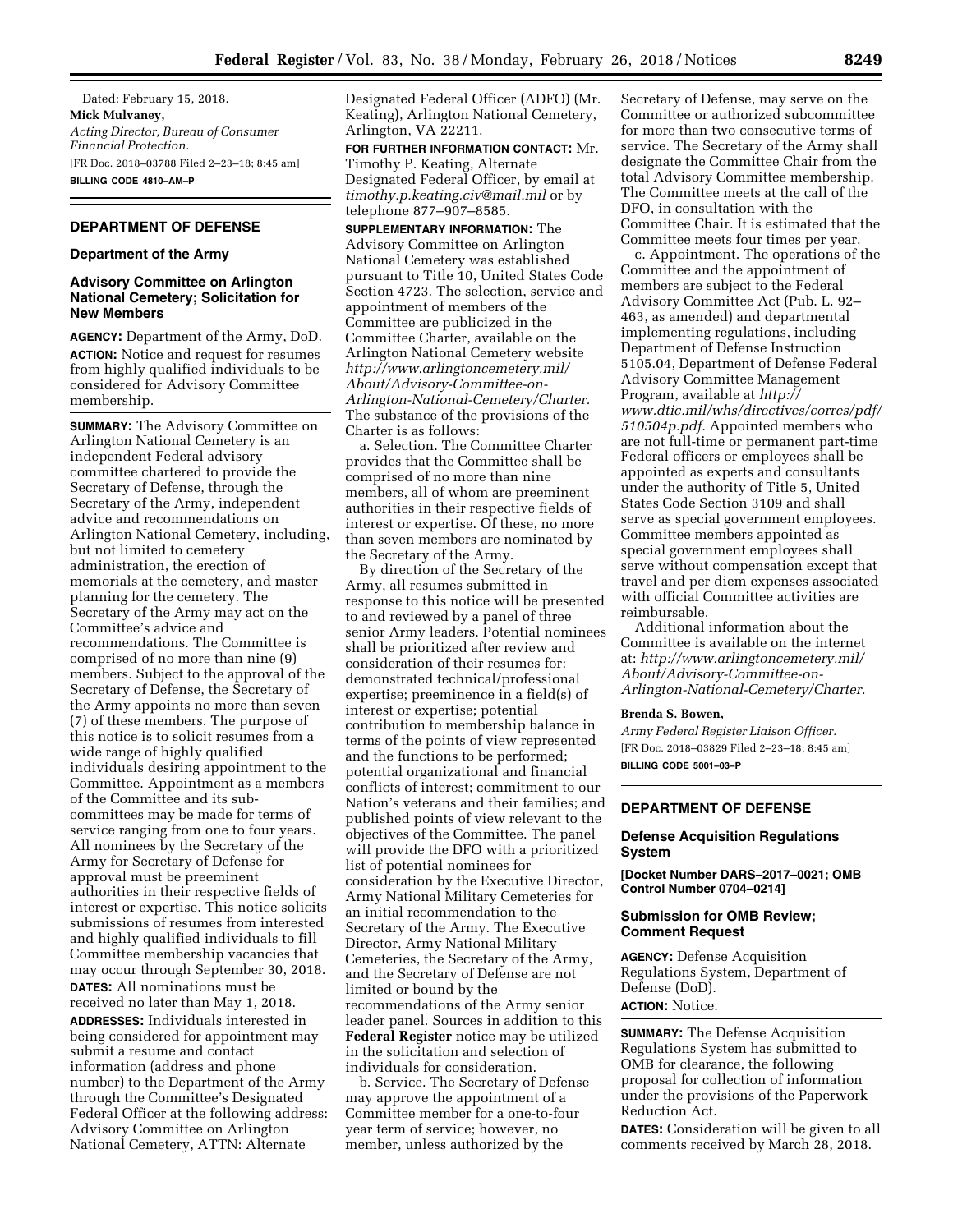Dated: February 15, 2018.

**Mick Mulvaney,**

*Acting Director, Bureau of Consumer Financial Protection.*

[FR Doc. 2018–03788 Filed 2–23–18; 8:45 am]

**BILLING CODE 4810–AM–P**

## DEPARTMENT OF DEFENSE

### Department of the Army

### Advisory Committee on Arlington National Cemetery; Solicitation for New Members

**AGENCY:** Department of the Army, DoD.

**ACTION:** Notice and request for resumes from highly qualified individuals to be considered for Advisory Committee membership.

**SUMMARY:** The Advisory Committee on Arlington National Cemetery is an independent Federal advisory committee chartered to provide the Secretary of Defense, through the Secretary of the Army, independent advice and recommendations on Arlington National Cemetery, including, but not limited to cemetery administration, the erection of memorials at the cemetery, and master planning for the cemetery. The Secretary of the Army may act on the Committee's advice and recommendations. The Committee is comprised of no more than nine (9) members. Subject to the approval of the Secretary of Defense, the Secretary of the Army appoints no more than seven (7) of these members. The purpose of this notice is to solicit resumes from a wide range of highly qualified individuals desiring appointment to the Committee. Appointment as a members of the Committee and its sub-committees may be made for terms of service ranging from one to four years. All nominees by the Secretary of the Army for Secretary of Defense for approval must be preeminent authorities in their respective fields of interest or expertise. This notice solicits submissions of resumes from interested and highly qualified individuals to fill Committee membership vacancies that may occur through September 30, 2018.

**DATES:** All nominations must be received no later than May 1, 2018.

**ADDRESSES:** Individuals interested in being considered for appointment may submit a resume and contact information (address and phone number) to the Department of the Army through the Committee's Designated Federal Officer at the following address: Advisory Committee on Arlington National Cemetery, ATTN: Alternate Designated Federal Officer (ADFO) (Mr. Keating), Arlington National Cemetery, Arlington, VA 22211.

**FOR FURTHER INFORMATION CONTACT:** Mr. Timothy P. Keating, Alternate Designated Federal Officer, by email at *timothy.p.keating.civ@mail.mil* or by telephone 877–907–8585.

**SUPPLEMENTARY INFORMATION:** The Advisory Committee on Arlington National Cemetery was established pursuant to Title 10, United States Code Section 4723. The selection, service and appointment of members of the Committee are publicized in the Committee Charter, available on the Arlington National Cemetery website *http://www.arlingtoncemetery.mil/About/Advisory-Committee-on-Arlington-National-Cemetery/Charter*. The substance of the provisions of the Charter is as follows:

a. Selection. The Committee Charter provides that the Committee shall be comprised of no more than nine members, all of whom are preeminent authorities in their respective fields of interest or expertise. Of these, no more than seven members are nominated by the Secretary of the Army.

By direction of the Secretary of the Army, all resumes submitted in response to this notice will be presented to and reviewed by a panel of three senior Army leaders. Potential nominees shall be prioritized after review and consideration of their resumes for: demonstrated technical/professional expertise; preeminence in a field(s) of interest or expertise; potential contribution to membership balance in terms of the points of view represented and the functions to be performed; potential organizational and financial conflicts of interest; commitment to our Nation's veterans and their families; and published points of view relevant to the objectives of the Committee. The panel will provide the DFO with a prioritized list of potential nominees for consideration by the Executive Director, Army National Military Cemeteries for an initial recommendation to the Secretary of the Army. The Executive Director, Army National Military Cemeteries, the Secretary of the Army, and the Secretary of Defense are not limited or bound by the recommendations of the Army senior leader panel. Sources in addition to this **Federal Register** notice may be utilized in the solicitation and selection of individuals for consideration.

b. Service. The Secretary of Defense may approve the appointment of a Committee member for a one-to-four year term of service; however, no member, unless authorized by the Secretary of Defense, may serve on the Committee or authorized subcommittee for more than two consecutive terms of service. The Secretary of the Army shall designate the Committee Chair from the total Advisory Committee membership. The Committee meets at the call of the DFO, in consultation with the Committee Chair. It is estimated that the Committee meets four times per year.

c. Appointment. The operations of the Committee and the appointment of members are subject to the Federal Advisory Committee Act (Pub. L. 92–463, as amended) and departmental implementing regulations, including Department of Defense Instruction 5105.04, Department of Defense Federal Advisory Committee Management Program, available at *http://www.dtic.mil/whs/directives/corres/pdf/510504p.pdf*. Appointed members who are not full-time or permanent part-time Federal officers or employees shall be appointed as experts and consultants under the authority of Title 5, United States Code Section 3109 and shall serve as special government employees. Committee members appointed as special government employees shall serve without compensation except that travel and per diem expenses associated with official Committee activities are reimbursable.

Additional information about the Committee is available on the internet at: *http://www.arlingtoncemetery.mil/About/Advisory-Committee-on-Arlington-National-Cemetery/Charter*.

**Brenda S. Bowen,**

*Army Federal Register Liaison Officer.*

[FR Doc. 2018–03829 Filed 2–23–18; 8:45 am]

**BILLING CODE 5001–03–P**

## DEPARTMENT OF DEFENSE

### Defense Acquisition Regulations System

**[Docket Number DARS–2017–0021; OMB Control Number 0704–0214]**

### Submission for OMB Review; Comment Request

**AGENCY:** Defense Acquisition Regulations System, Department of Defense (DoD).

**ACTION:** Notice.

**SUMMARY:** The Defense Acquisition Regulations System has submitted to OMB for clearance, the following proposal for collection of information under the provisions of the Paperwork Reduction Act.

**DATES:** Consideration will be given to all comments received by March 28, 2018.